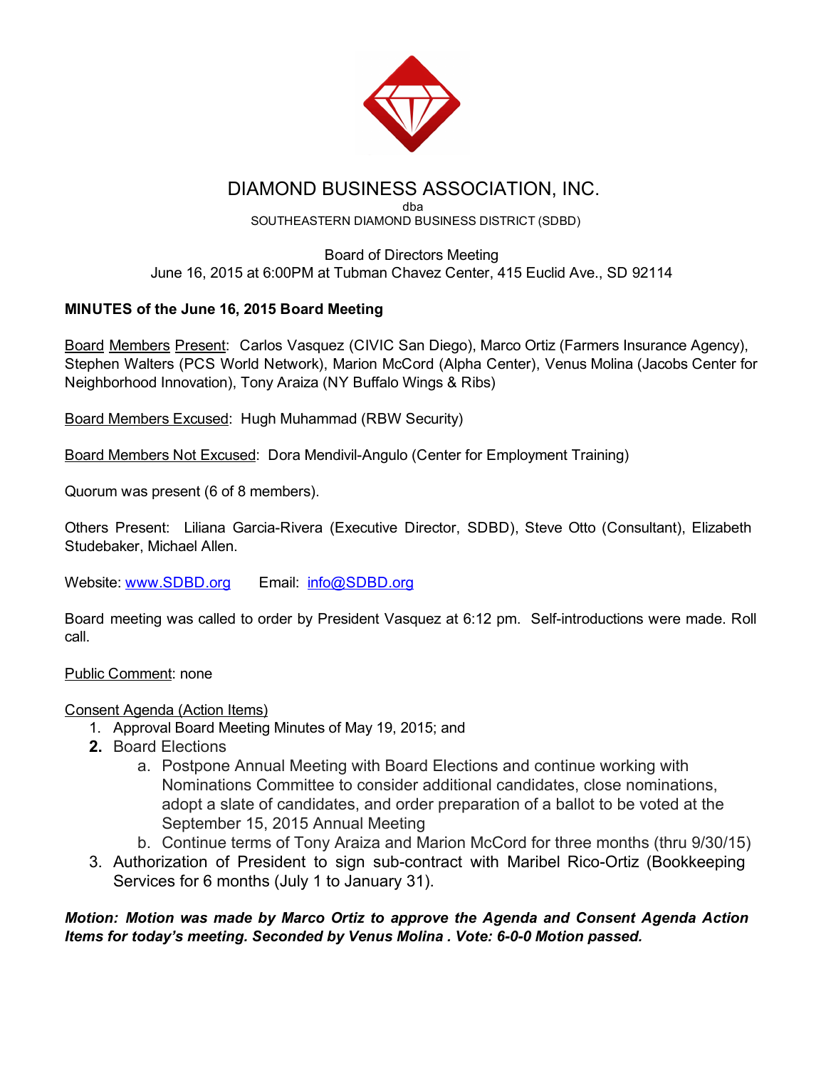# DIAMOND BUSINESS ASSOCIATION, INC.

dba

SOUTHEASTERN DIAMOND BUSINESS DISTRICT (SDBD)

Board of Directors Meeting

June 16, 2015 at 6:00PM at Tubman Chavez Center, 415 Euclid Ave., SD 92114

**MINUTES of the June 16, 2015 Board Meeting**

Board Members Present: Carlos Vasquez (CIVIC San Diego), Marco Ortiz (Farmers Insurance Agency), Stephen Walters (PCS World Network), Marion McCord (Alpha Center), Venus Molina (Jacobs Center for Neighborhood Innovation), Tony Araiza (NY Buffalo Wings & Ribs)

Board Members Excused: Hugh Muhammad (RBW Security)

Board Members Not Excused: Dora Mendivil-Angulo (Center for Employment Training)

Quorum was present (6 of 8 members).

Others Present: Liliana Garcia-Rivera (Executive Director, SDBD), Steve Otto (Consultant), Elizabeth Studebaker, Michael Allen.

Website: www.SDBD.org Email: info@SDBD.org

Board meeting was called to order by President Vasquez at 6:12 pm. Self-introductions were made. Roll call.

Public Comment: none

Consent Agenda (Action Items)

1. Approval Board Meeting Minutes of May 19, 2015; and
2. Board Elections
   a. Postpone Annual Meeting with Board Elections and continue working with Nominations Committee to consider additional candidates, close nominations, adopt a slate of candidates, and order preparation of a ballot to be voted at the September 15, 2015 Annual Meeting
   b. Continue terms of Tony Araiza and Marion McCord for three months (thru 9/30/15)
3. Authorization of President to sign sub-contract with Maribel Rico-Ortiz (Bookkeeping Services for 6 months (July 1 to January 31).

***Motion: Motion was made by Marco Ortiz to approve the Agenda and Consent Agenda Action Items for today's meeting. Seconded by Venus Molina . Vote: 6-0-0 Motion passed.***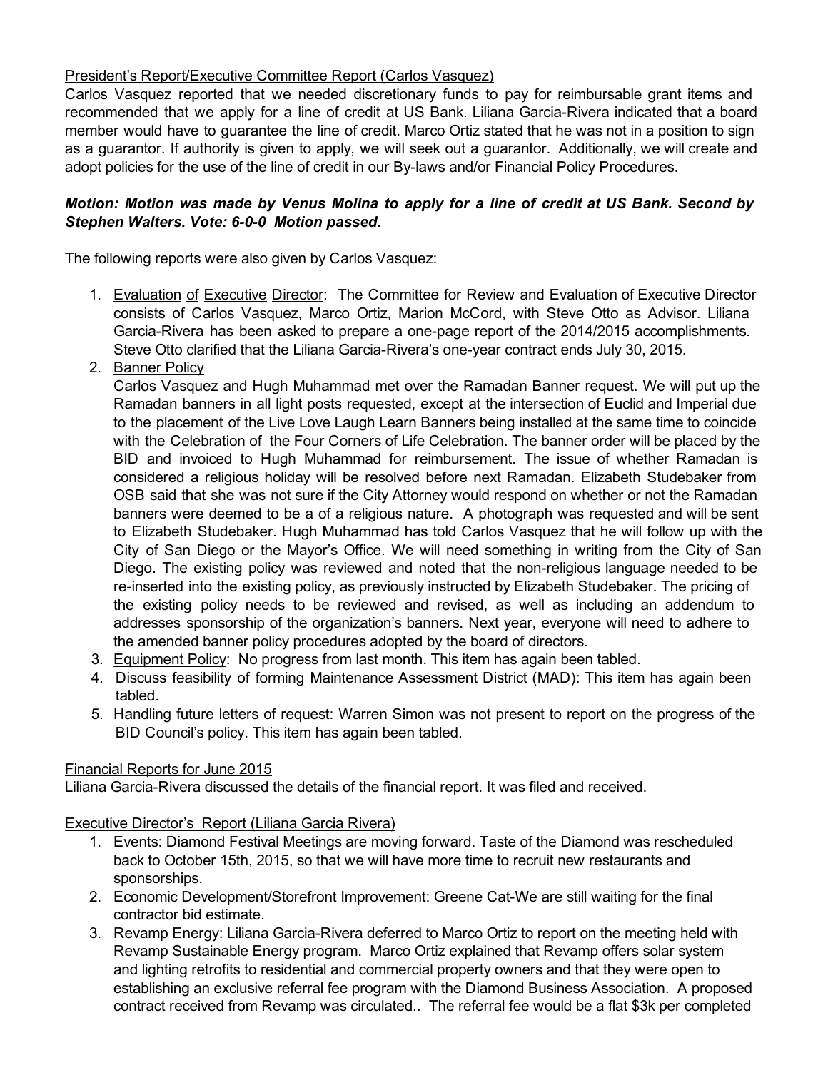President's Report/Executive Committee Report (Carlos Vasquez)

Carlos Vasquez reported that we needed discretionary funds to pay for reimbursable grant items and recommended that we apply for a line of credit at US Bank. Liliana Garcia-Rivera indicated that a board member would have to guarantee the line of credit. Marco Ortiz stated that he was not in a position to sign as a guarantor. If authority is given to apply, we will seek out a guarantor. Additionally, we will create and adopt policies for the use of the line of credit in our By-laws and/or Financial Policy Procedures.

***Motion: Motion was made by Venus Molina to apply for a line of credit at US Bank. Second by Stephen Walters. Vote: 6-0-0 Motion passed.***

The following reports were also given by Carlos Vasquez:

1. Evaluation of Executive Director: The Committee for Review and Evaluation of Executive Director consists of Carlos Vasquez, Marco Ortiz, Marion McCord, with Steve Otto as Advisor. Liliana Garcia-Rivera has been asked to prepare a one-page report of the 2014/2015 accomplishments. Steve Otto clarified that the Liliana Garcia-Rivera's one-year contract ends July 30, 2015.
2. Banner Policy
   Carlos Vasquez and Hugh Muhammad met over the Ramadan Banner request. We will put up the Ramadan banners in all light posts requested, except at the intersection of Euclid and Imperial due to the placement of the Live Love Laugh Learn Banners being installed at the same time to coincide with the Celebration of the Four Corners of Life Celebration. The banner order will be placed by the BID and invoiced to Hugh Muhammad for reimbursement. The issue of whether Ramadan is considered a religious holiday will be resolved before next Ramadan. Elizabeth Studebaker from OSB said that she was not sure if the City Attorney would respond on whether or not the Ramadan banners were deemed to be a of a religious nature. A photograph was requested and will be sent to Elizabeth Studebaker. Hugh Muhammad has told Carlos Vasquez that he will follow up with the City of San Diego or the Mayor's Office. We will need something in writing from the City of San Diego. The existing policy was reviewed and noted that the non-religious language needed to be re-inserted into the existing policy, as previously instructed by Elizabeth Studebaker. The pricing of the existing policy needs to be reviewed and revised, as well as including an addendum to addresses sponsorship of the organization's banners. Next year, everyone will need to adhere to the amended banner policy procedures adopted by the board of directors.
3. Equipment Policy: No progress from last month. This item has again been tabled.
4. Discuss feasibility of forming Maintenance Assessment District (MAD): This item has again been tabled.
5. Handling future letters of request: Warren Simon was not present to report on the progress of the BID Council's policy. This item has again been tabled.

Financial Reports for June 2015

Liliana Garcia-Rivera discussed the details of the financial report. It was filed and received.

Executive Director's Report (Liliana Garcia Rivera)

1. Events: Diamond Festival Meetings are moving forward. Taste of the Diamond was rescheduled back to October 15th, 2015, so that we will have more time to recruit new restaurants and sponsorships.
2. Economic Development/Storefront Improvement: Greene Cat-We are still waiting for the final contractor bid estimate.
3. Revamp Energy: Liliana Garcia-Rivera deferred to Marco Ortiz to report on the meeting held with Revamp Sustainable Energy program. Marco Ortiz explained that Revamp offers solar system and lighting retrofits to residential and commercial property owners and that they were open to establishing an exclusive referral fee program with the Diamond Business Association. A proposed contract received from Revamp was circulated.. The referral fee would be a flat $3k per completed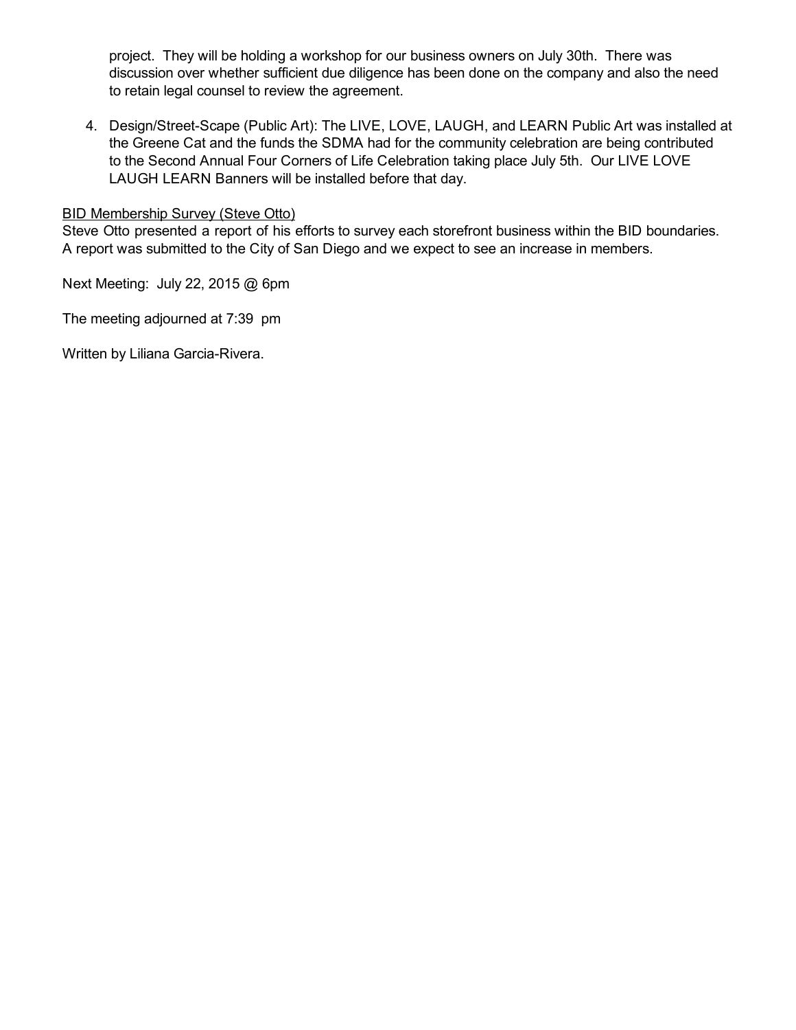project. They will be holding a workshop for our business owners on July 30th. There was discussion over whether sufficient due diligence has been done on the company and also the need to retain legal counsel to review the agreement.

4. Design/Street-Scape (Public Art): The LIVE, LOVE, LAUGH, and LEARN Public Art was installed at the Greene Cat and the funds the SDMA had for the community celebration are being contributed to the Second Annual Four Corners of Life Celebration taking place July 5th. Our LIVE LOVE LAUGH LEARN Banners will be installed before that day.

<u>BID Membership Survey (Steve Otto)</u>

Steve Otto presented a report of his efforts to survey each storefront business within the BID boundaries. A report was submitted to the City of San Diego and we expect to see an increase in members.

Next Meeting: July 22, 2015 @ 6pm

The meeting adjourned at 7:39 pm

Written by Liliana Garcia-Rivera.